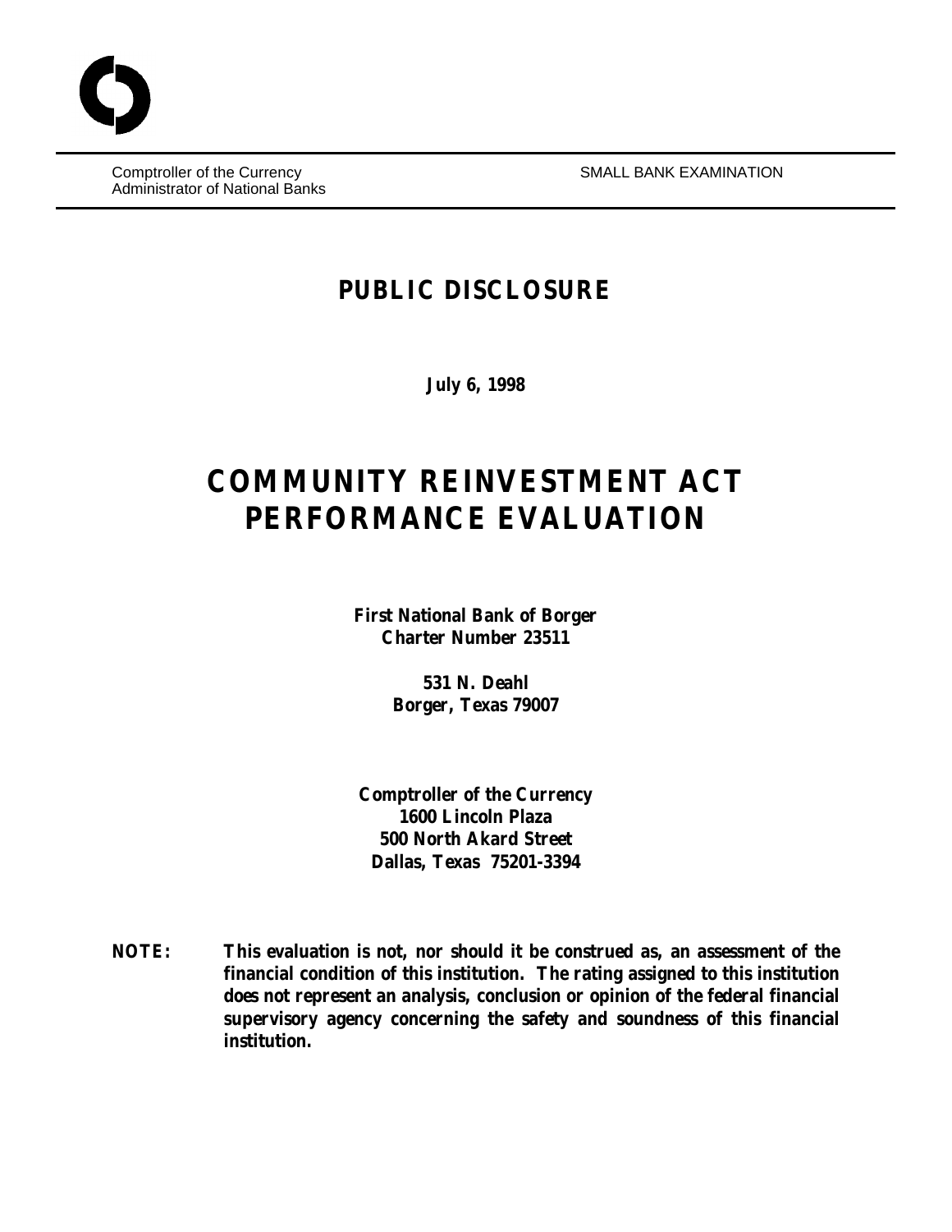Comptroller of the Currency
Administrator of National Banks

SMALL BANK EXAMINATION

# PUBLIC DISCLOSURE

**July 6, 1998**

# COMMUNITY REINVESTMENT ACT PERFORMANCE EVALUATION

**First National Bank of Borger**
**Charter Number 23511**

**531 N. Deahl**
**Borger, Texas 79007**

**Comptroller of the Currency**
**1600 Lincoln Plaza**
**500 North Akard Street**
**Dallas, Texas 75201-3394**

**NOTE: This evaluation is not, nor should it be construed as, an assessment of the financial condition of this institution. The rating assigned to this institution does not represent an analysis, conclusion or opinion of the federal financial supervisory agency concerning the safety and soundness of this financial institution.**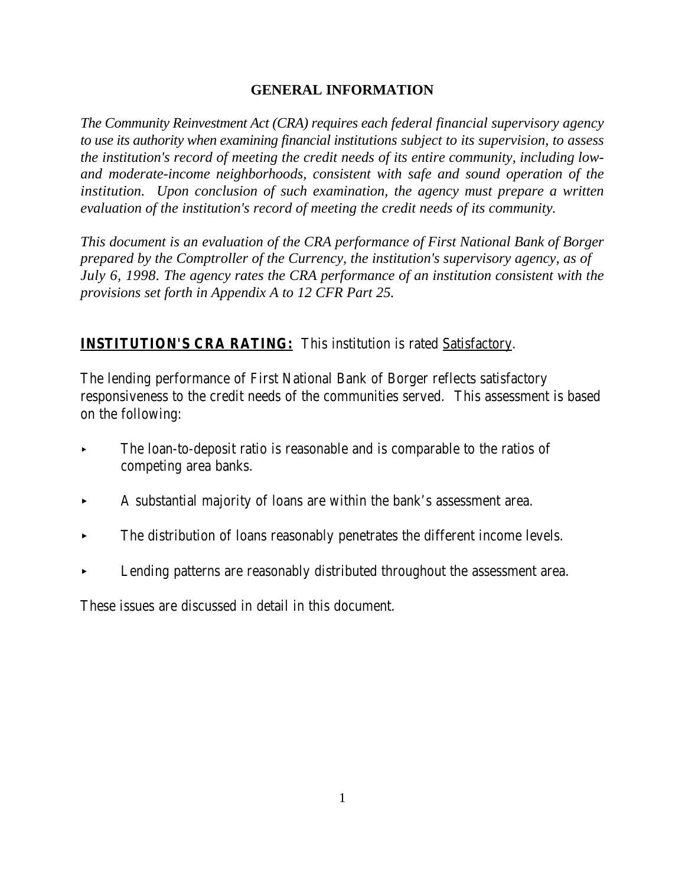## GENERAL INFORMATION

*The Community Reinvestment Act (CRA) requires each federal financial supervisory agency to use its authority when examining financial institutions subject to its supervision, to assess the institution's record of meeting the credit needs of its entire community, including low- and moderate-income neighborhoods, consistent with safe and sound operation of the institution. Upon conclusion of such examination, the agency must prepare a written evaluation of the institution's record of meeting the credit needs of its community.*

*This document is an evaluation of the CRA performance of First National Bank of Borger prepared by the Comptroller of the Currency, the institution's supervisory agency, as of July 6, 1998. The agency rates the CRA performance of an institution consistent with the provisions set forth in Appendix A to 12 CFR Part 25.*

**INSTITUTION'S CRA RATING:** This institution is rated Satisfactory.

The lending performance of First National Bank of Borger reflects satisfactory responsiveness to the credit needs of the communities served. This assessment is based on the following:

- The loan-to-deposit ratio is reasonable and is comparable to the ratios of competing area banks.
- A substantial majority of loans are within the bank's assessment area.
- The distribution of loans reasonably penetrates the different income levels.
- Lending patterns are reasonably distributed throughout the assessment area.

These issues are discussed in detail in this document.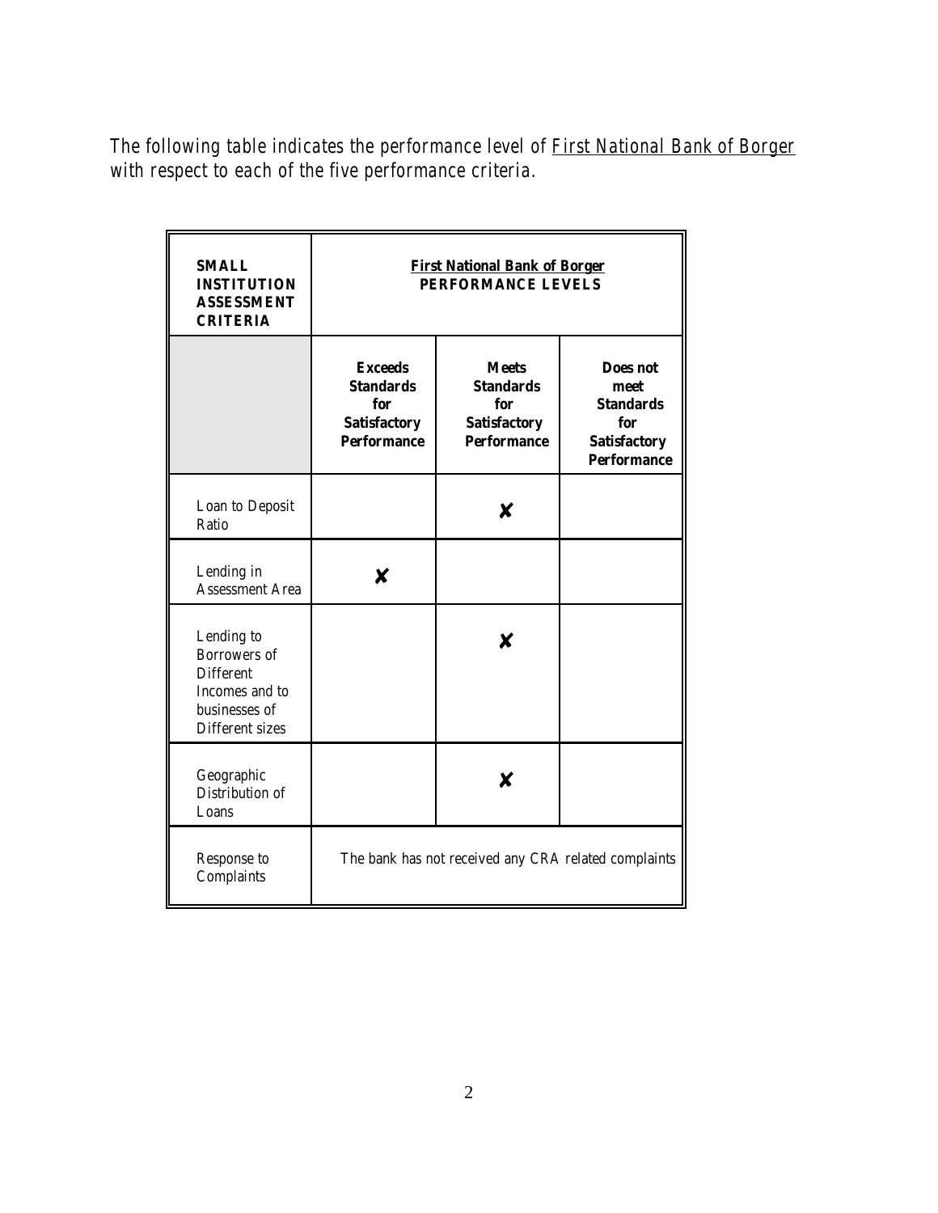The following table indicates the performance level of First National Bank of Borger with respect to each of the five performance criteria.

| SMALL INSTITUTION ASSESSMENT CRITERIA | First National Bank of Borger PERFORMANCE LEVELS | | |
|---|---|---|---|
| | Exceeds Standards for Satisfactory Performance | Meets Standards for Satisfactory Performance | Does not meet Standards for Satisfactory Performance |
| Loan to Deposit Ratio | | ✘ | |
| Lending in Assessment Area | ✘ | | |
| Lending to Borrowers of Different Incomes and to businesses of Different sizes | | ✘ | |
| Geographic Distribution of Loans | | ✘ | |
| Response to Complaints | The bank has not received any CRA related complaints | | |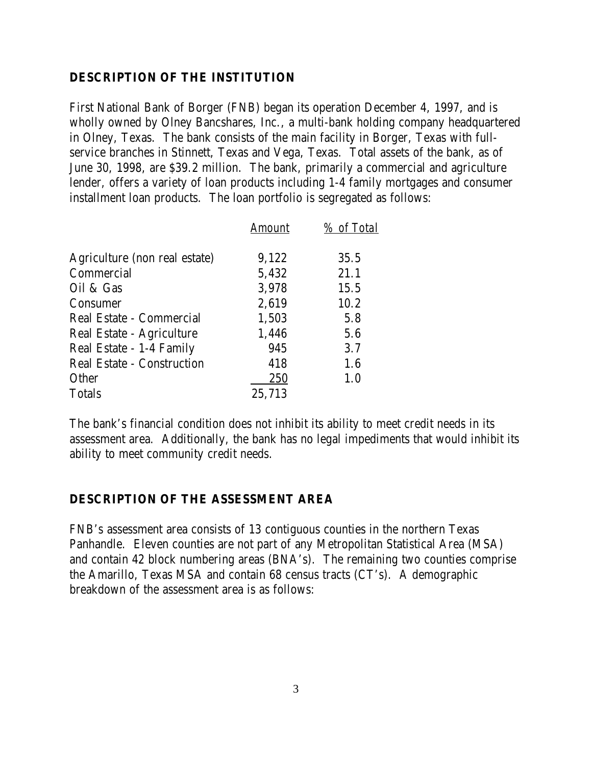## DESCRIPTION OF THE INSTITUTION

First National Bank of Borger (FNB) began its operation December 4, 1997, and is wholly owned by Olney Bancshares, Inc., a multi-bank holding company headquartered in Olney, Texas. The bank consists of the main facility in Borger, Texas with full-service branches in Stinnett, Texas and Vega, Texas. Total assets of the bank, as of June 30, 1998, are $39.2 million. The bank, primarily a commercial and agriculture lender, offers a variety of loan products including 1-4 family mortgages and consumer installment loan products. The loan portfolio is segregated as follows:

| | Amount | % of Total |
|---|---|---|
| Agriculture (non real estate) | 9,122 | 35.5 |
| Commercial | 5,432 | 21.1 |
| Oil & Gas | 3,978 | 15.5 |
| Consumer | 2,619 | 10.2 |
| Real Estate - Commercial | 1,503 | 5.8 |
| Real Estate - Agriculture | 1,446 | 5.6 |
| Real Estate - 1-4 Family | 945 | 3.7 |
| Real Estate - Construction | 418 | 1.6 |
| Other | 250 | 1.0 |
| Totals | 25,713 | |

The bank's financial condition does not inhibit its ability to meet credit needs in its assessment area. Additionally, the bank has no legal impediments that would inhibit its ability to meet community credit needs.

## DESCRIPTION OF THE ASSESSMENT AREA

FNB's assessment area consists of 13 contiguous counties in the northern Texas Panhandle. Eleven counties are not part of any Metropolitan Statistical Area (MSA) and contain 42 block numbering areas (BNA's). The remaining two counties comprise the Amarillo, Texas MSA and contain 68 census tracts (CT's). A demographic breakdown of the assessment area is as follows: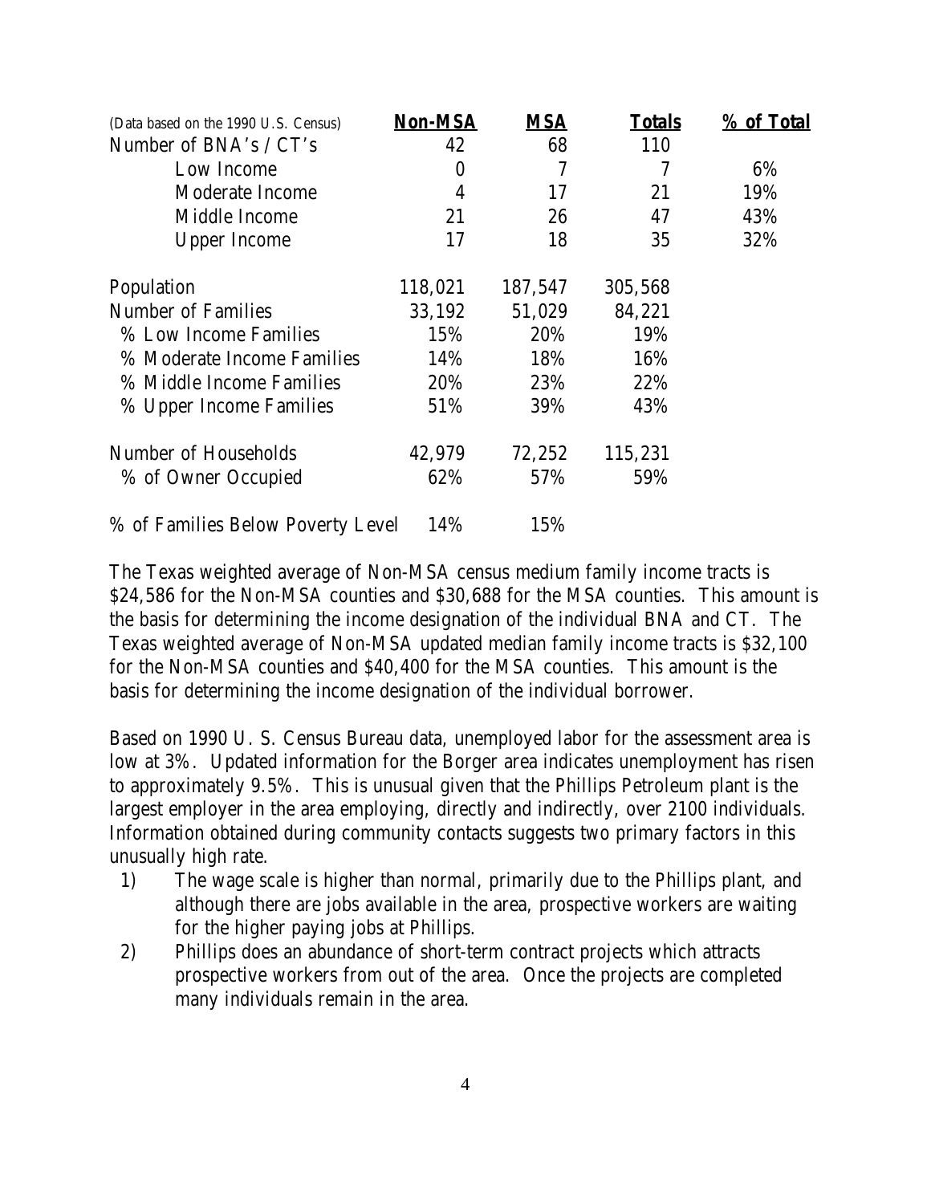| (Data based on the 1990 U.S. Census) | **Non-MSA** | **MSA** | **Totals** | **% of Total** |
|---|---|---|---|---|
| Number of BNA's / CT's | 42 | 68 | 110 | |
| Low Income | 0 | 7 | 7 | 6% |
| Moderate Income | 4 | 17 | 21 | 19% |
| Middle Income | 21 | 26 | 47 | 43% |
| Upper Income | 17 | 18 | 35 | 32% |
| Population | 118,021 | 187,547 | 305,568 | |
| Number of Families | 33,192 | 51,029 | 84,221 | |
| % Low Income Families | 15% | 20% | 19% | |
| % Moderate Income Families | 14% | 18% | 16% | |
| % Middle Income Families | 20% | 23% | 22% | |
| % Upper Income Families | 51% | 39% | 43% | |
| Number of Households | 42,979 | 72,252 | 115,231 | |
| % of Owner Occupied | 62% | 57% | 59% | |
| % of Families Below Poverty Level | 14% | 15% | | |

The Texas weighted average of Non-MSA census medium family income tracts is $24,586 for the Non-MSA counties and $30,688 for the MSA counties. This amount is the basis for determining the income designation of the individual BNA and CT. The Texas weighted average of Non-MSA updated median family income tracts is $32,100 for the Non-MSA counties and $40,400 for the MSA counties. This amount is the basis for determining the income designation of the individual borrower.

Based on 1990 U. S. Census Bureau data, unemployed labor for the assessment area is low at 3%. Updated information for the Borger area indicates unemployment has risen to approximately 9.5%. This is unusual given that the Phillips Petroleum plant is the largest employer in the area employing, directly and indirectly, over 2100 individuals. Information obtained during community contacts suggests two primary factors in this unusually high rate.

1) The wage scale is higher than normal, primarily due to the Phillips plant, and although there are jobs available in the area, prospective workers are waiting for the higher paying jobs at Phillips.
2) Phillips does an abundance of short-term contract projects which attracts prospective workers from out of the area. Once the projects are completed many individuals remain in the area.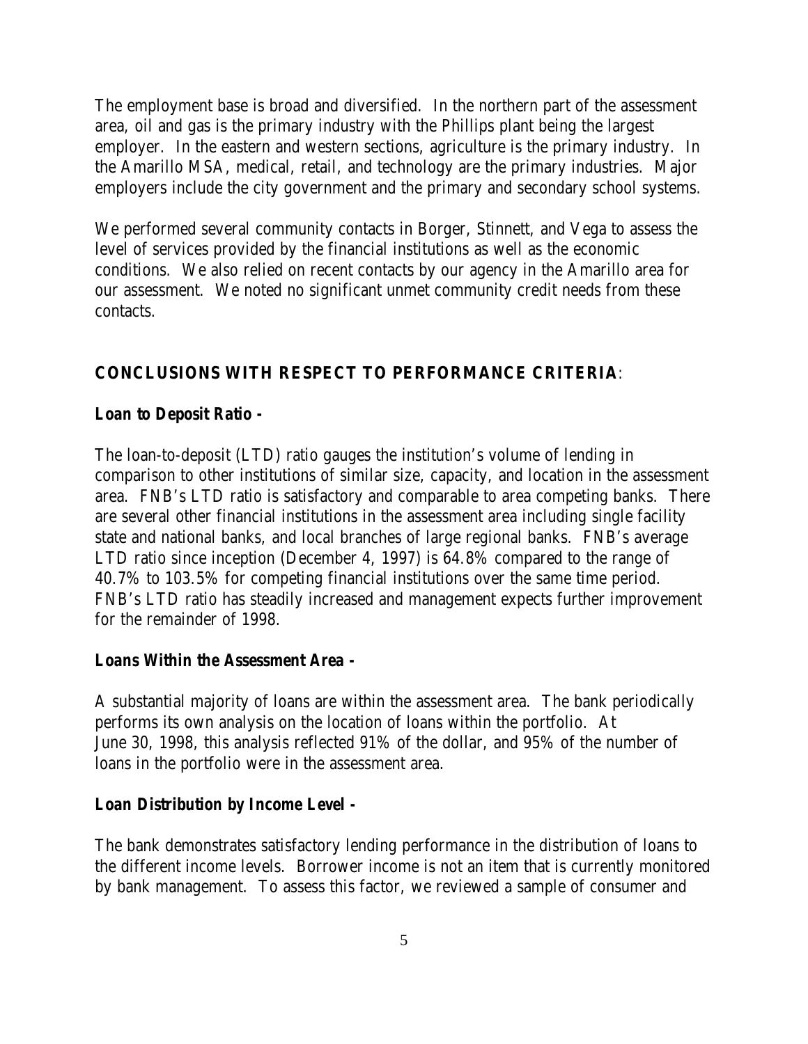The employment base is broad and diversified. In the northern part of the assessment area, oil and gas is the primary industry with the Phillips plant being the largest employer. In the eastern and western sections, agriculture is the primary industry. In the Amarillo MSA, medical, retail, and technology are the primary industries. Major employers include the city government and the primary and secondary school systems.

We performed several community contacts in Borger, Stinnett, and Vega to assess the level of services provided by the financial institutions as well as the economic conditions. We also relied on recent contacts by our agency in the Amarillo area for our assessment. We noted no significant unmet community credit needs from these contacts.

## CONCLUSIONS WITH RESPECT TO PERFORMANCE CRITERIA:

### Loan to Deposit Ratio -

The loan-to-deposit (LTD) ratio gauges the institution's volume of lending in comparison to other institutions of similar size, capacity, and location in the assessment area. FNB's LTD ratio is satisfactory and comparable to area competing banks. There are several other financial institutions in the assessment area including single facility state and national banks, and local branches of large regional banks. FNB's average LTD ratio since inception (December 4, 1997) is 64.8% compared to the range of 40.7% to 103.5% for competing financial institutions over the same time period. FNB's LTD ratio has steadily increased and management expects further improvement for the remainder of 1998.

### Loans Within the Assessment Area -

A substantial majority of loans are within the assessment area. The bank periodically performs its own analysis on the location of loans within the portfolio. At June 30, 1998, this analysis reflected 91% of the dollar, and 95% of the number of loans in the portfolio were in the assessment area.

### Loan Distribution by Income Level -

The bank demonstrates satisfactory lending performance in the distribution of loans to the different income levels. Borrower income is not an item that is currently monitored by bank management. To assess this factor, we reviewed a sample of consumer and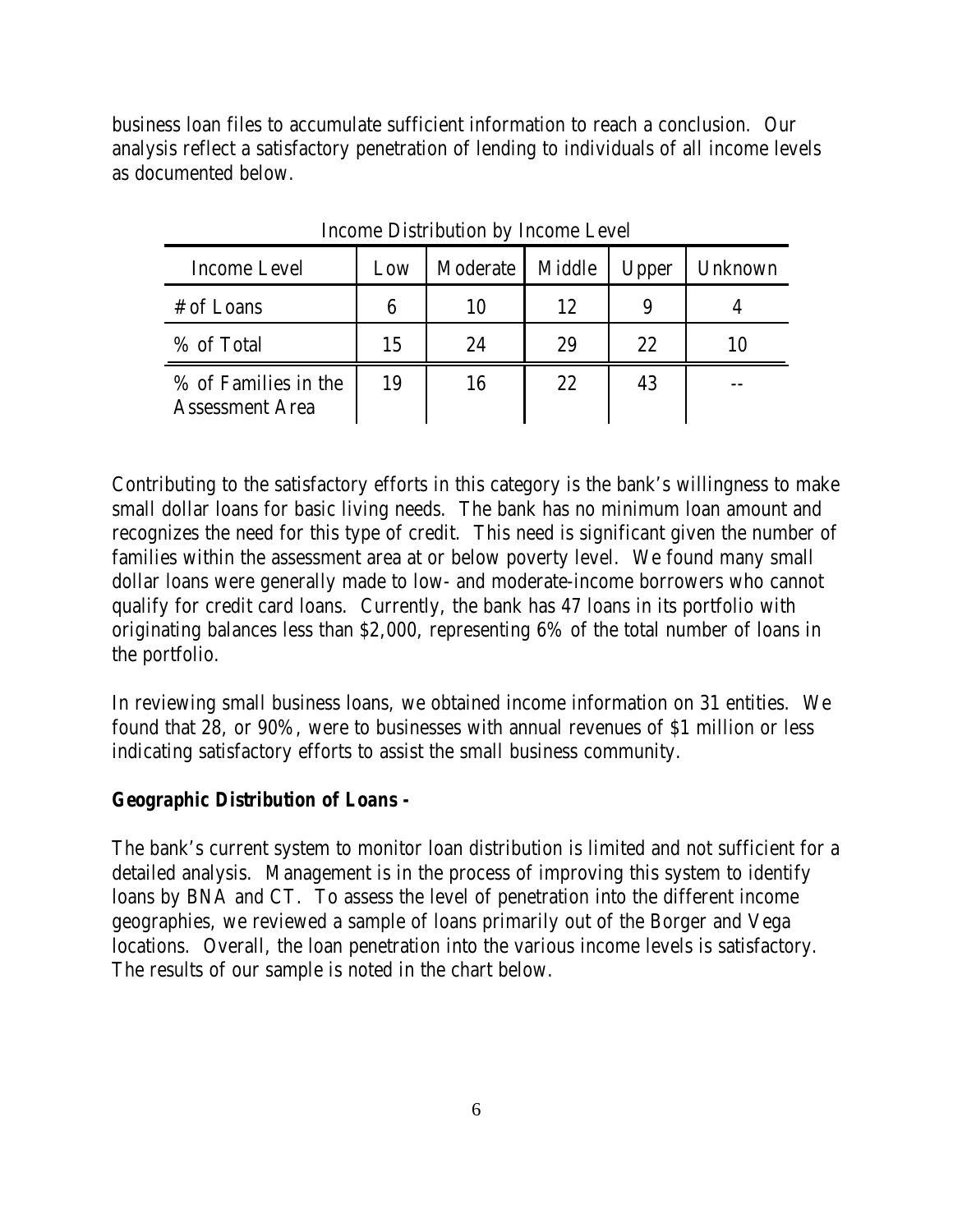business loan files to accumulate sufficient information to reach a conclusion. Our analysis reflect a satisfactory penetration of lending to individuals of all income levels as documented below.

Income Distribution by Income Level

| Income Level | Low | Moderate | Middle | Upper | Unknown |
|---|---|---|---|---|---|
| # of Loans | 6 | 10 | 12 | 9 | 4 |
| % of Total | 15 | 24 | 29 | 22 | 10 |
| % of Families in the Assessment Area | 19 | 16 | 22 | 43 | -- |

Contributing to the satisfactory efforts in this category is the bank's willingness to make small dollar loans for basic living needs. The bank has no minimum loan amount and recognizes the need for this type of credit. This need is significant given the number of families within the assessment area at or below poverty level. We found many small dollar loans were generally made to low- and moderate-income borrowers who cannot qualify for credit card loans. Currently, the bank has 47 loans in its portfolio with originating balances less than $2,000, representing 6% of the total number of loans in the portfolio.

In reviewing small business loans, we obtained income information on 31 entities. We found that 28, or 90%, were to businesses with annual revenues of $1 million or less indicating satisfactory efforts to assist the small business community.

**Geographic Distribution of Loans -**

The bank's current system to monitor loan distribution is limited and not sufficient for a detailed analysis. Management is in the process of improving this system to identify loans by BNA and CT. To assess the level of penetration into the different income geographies, we reviewed a sample of loans primarily out of the Borger and Vega locations. Overall, the loan penetration into the various income levels is satisfactory. The results of our sample is noted in the chart below.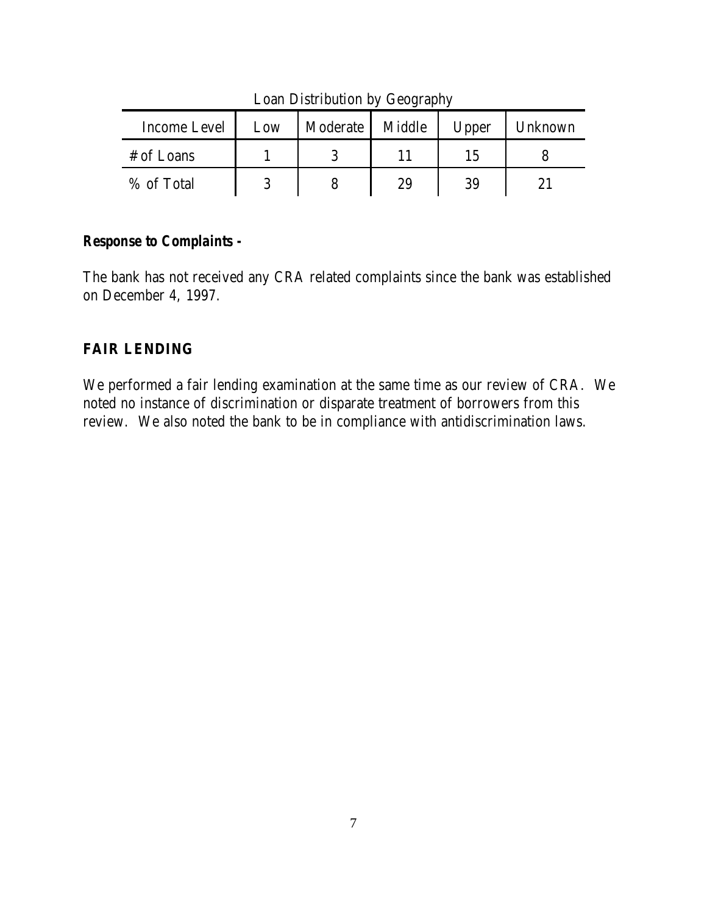Loan Distribution by Geography

| Income Level | Low | Moderate | Middle | Upper | Unknown |
|---|---|---|---|---|---|
| # of Loans | 1 | 3 | 11 | 15 | 8 |
| % of Total | 3 | 8 | 29 | 39 | 21 |

**Response to Complaints -**

The bank has not received any CRA related complaints since the bank was established on December 4, 1997.

## FAIR LENDING

We performed a fair lending examination at the same time as our review of CRA. We noted no instance of discrimination or disparate treatment of borrowers from this review. We also noted the bank to be in compliance with antidiscrimination laws.